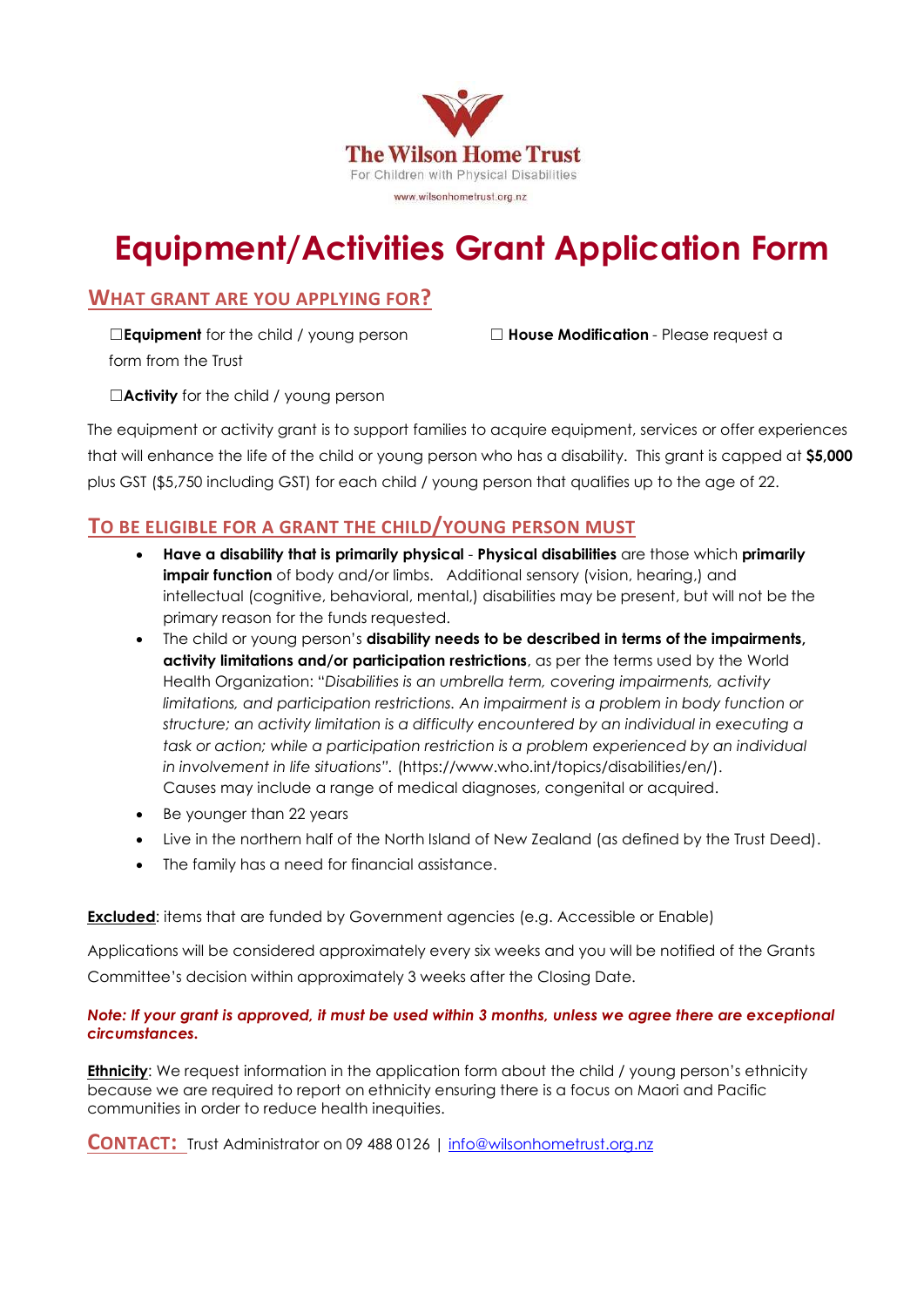**The Wilson Home Trust**

For Children with Physical Disabilities

www.wilsonhometrust.org.nz

# Equipment/Activities Grant Application Form

## WHAT GRANT ARE YOU APPLYING FOR?

☐**Equipment** for the child / young person

☐ **House Modification** - Please request a form from the Trust

☐**Activity** for the child / young person

The equipment or activity grant is to support families to acquire equipment, services or offer experiences that will enhance the life of the child or young person who has a disability. This grant is capped at **$5,000** plus GST ($5,750 including GST) for each child / young person that qualifies up to the age of 22.

## TO BE ELIGIBLE FOR A GRANT THE CHILD/YOUNG PERSON MUST

- **Have a disability that is primarily physical** - **Physical disabilities** are those which **primarily impair function** of body and/or limbs. Additional sensory (vision, hearing,) and intellectual (cognitive, behavioral, mental,) disabilities may be present, but will not be the primary reason for the funds requested.
- The child or young person's **disability needs to be described in terms of the impairments, activity limitations and/or participation restrictions**, as per the terms used by the World Health Organization: "*Disabilities is an umbrella term, covering impairments, activity limitations, and participation restrictions. An impairment is a problem in body function or structure; an activity limitation is a difficulty encountered by an individual in executing a task or action; while a participation restriction is a problem experienced by an individual in involvement in life situations*". (https://www.who.int/topics/disabilities/en/). Causes may include a range of medical diagnoses, congenital or acquired.
- Be younger than 22 years
- Live in the northern half of the North Island of New Zealand (as defined by the Trust Deed).
- The family has a need for financial assistance.

**Excluded**: items that are funded by Government agencies (e.g. Accessible or Enable)

Applications will be considered approximately every six weeks and you will be notified of the Grants Committee's decision within approximately 3 weeks after the Closing Date.

***Note: If your grant is approved, it must be used within 3 months, unless we agree there are exceptional circumstances.***

**Ethnicity**: We request information in the application form about the child / young person's ethnicity because we are required to report on ethnicity ensuring there is a focus on Maori and Pacific communities in order to reduce health inequities.

**CONTACT:** Trust Administrator on 09 488 0126 | info@wilsonhometrust.org.nz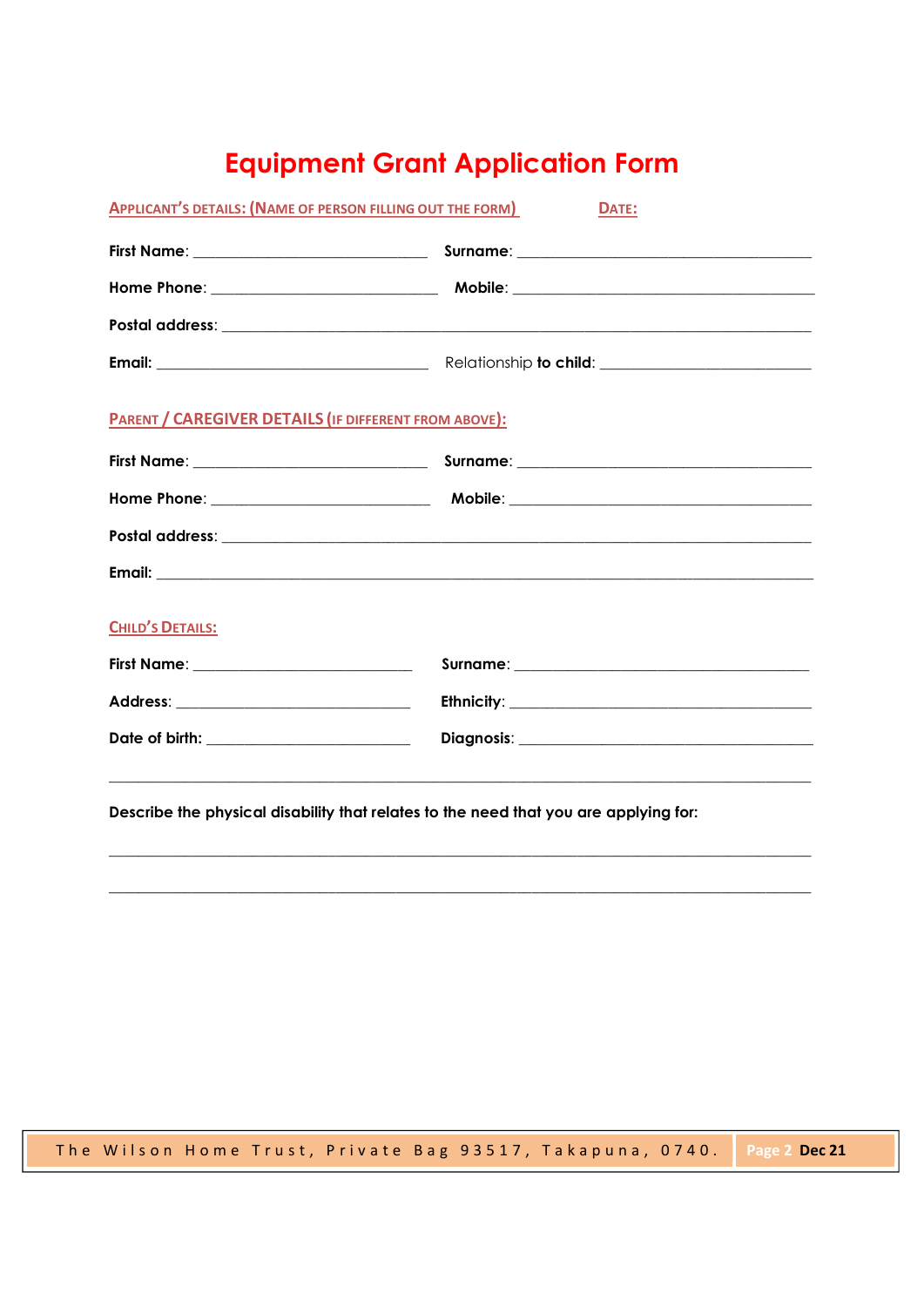# Equipment Grant Application Form

APPLICANT'S DETAILS: (NAME OF PERSON FILLING OUT THE FORM) DATE:

**First Name**: ______________________________ **Surname**: ______________________________________

**Home Phone**: _____________________________ **Mobile**: _______________________________________

**Postal address**: _____________________________________________________________________________

**Email:** ___________________________________ Relationship **to child**: ___________________________

PARENT / CAREGIVER DETAILS (IF DIFFERENT FROM ABOVE):

**First Name**: ______________________________ **Surname**: ______________________________________

**Home Phone**: _____________________________ **Mobile**: _______________________________________

**Postal address**: _____________________________________________________________________________

**Email:** _____________________________________________________________________________________

CHILD'S DETAILS:

**First Name**: ____________________________ **Surname**: _____________________________________

**Address**: ______________________________ **Ethnicity**: _______________________________________

**Date of birth:** ___________________________ **Diagnosis**: ______________________________________

_______________________________________________________________________________________

**Describe the physical disability that relates to the need that you are applying for:**

_______________________________________________________________________________________

_______________________________________________________________________________________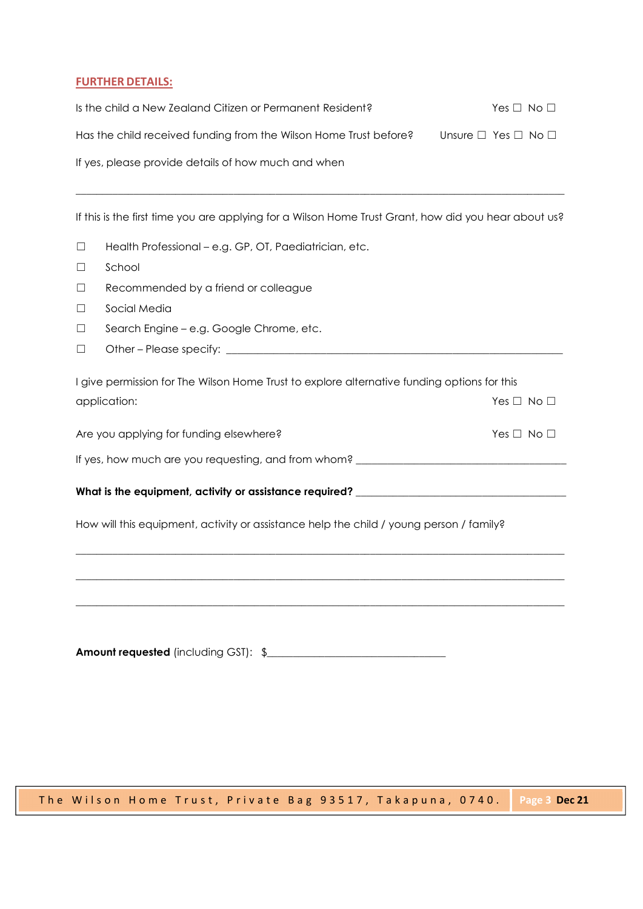## FURTHER DETAILS:

Is the child a New Zealand Citizen or Permanent Resident? Yes ☐ No ☐

Has the child received funding from the Wilson Home Trust before? Unsure ☐ Yes ☐ No ☐

If yes, please provide details of how much and when

______________________________________________________________________________

If this is the first time you are applying for a Wilson Home Trust Grant, how did you hear about us?

- ☐ Health Professional – e.g. GP, OT, Paediatrician, etc.
- ☐ School
- ☐ Recommended by a friend or colleague
- ☐ Social Media
- ☐ Search Engine – e.g. Google Chrome, etc.
- ☐ Other – Please specify: ______________________________________________________

I give permission for The Wilson Home Trust to explore alternative funding options for this application: Yes ☐ No ☐

Are you applying for funding elsewhere? Yes ☐ No ☐

If yes, how much are you requesting, and from whom? ___________________________________

**What is the equipment, activity or assistance required?** ___________________________________

How will this equipment, activity or assistance help the child / young person / family?

______________________________________________________________________________

______________________________________________________________________________

______________________________________________________________________________

**Amount requested** (including GST): $_____________________________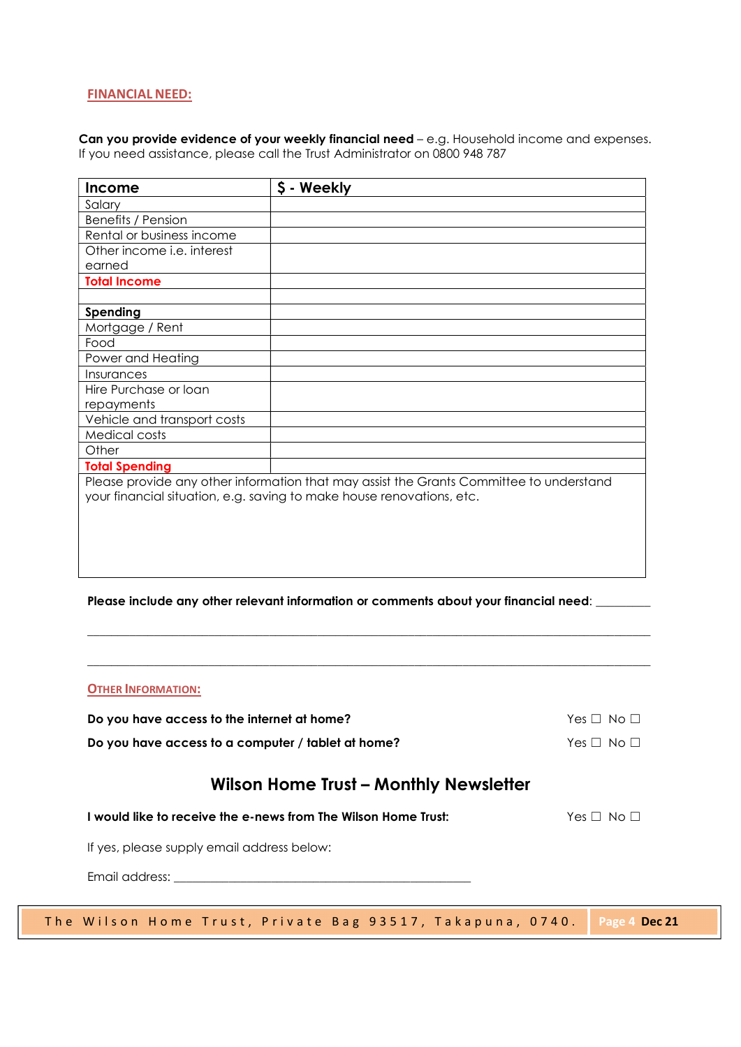## FINANCIAL NEED:

**Can you provide evidence of your weekly financial need** – e.g. Household income and expenses.
If you need assistance, please call the Trust Administrator on 0800 948 787

| **Income** | **$ - Weekly** |
|---|---|
| Salary | |
| Benefits / Pension | |
| Rental or business income | |
| Other income i.e. interest earned | |
| **Total Income** | |
| | |
| **Spending** | |
| Mortgage / Rent | |
| Food | |
| Power and Heating | |
| Insurances | |
| Hire Purchase or loan repayments | |
| Vehicle and transport costs | |
| Medical costs | |
| Other | |
| **Total Spending** | |
| Please provide any other information that may assist the Grants Committee to understand your financial situation, e.g. saving to make house renovations, etc. | |

**Please include any other relevant information or comments about your financial need**: _________

_______________________________________________________________________________

_______________________________________________________________________________

## OTHER INFORMATION:

**Do you have access to the internet at home?** Yes ☐ No ☐

**Do you have access to a computer / tablet at home?** Yes ☐ No ☐

## Wilson Home Trust – Monthly Newsletter

**I would like to receive the e-news from The Wilson Home Trust:** Yes ☐ No ☐

If yes, please supply email address below:

Email address: ______________________________________________

The Wilson Home Trust, Private Bag 93517, Takapuna, 0740. Dec 21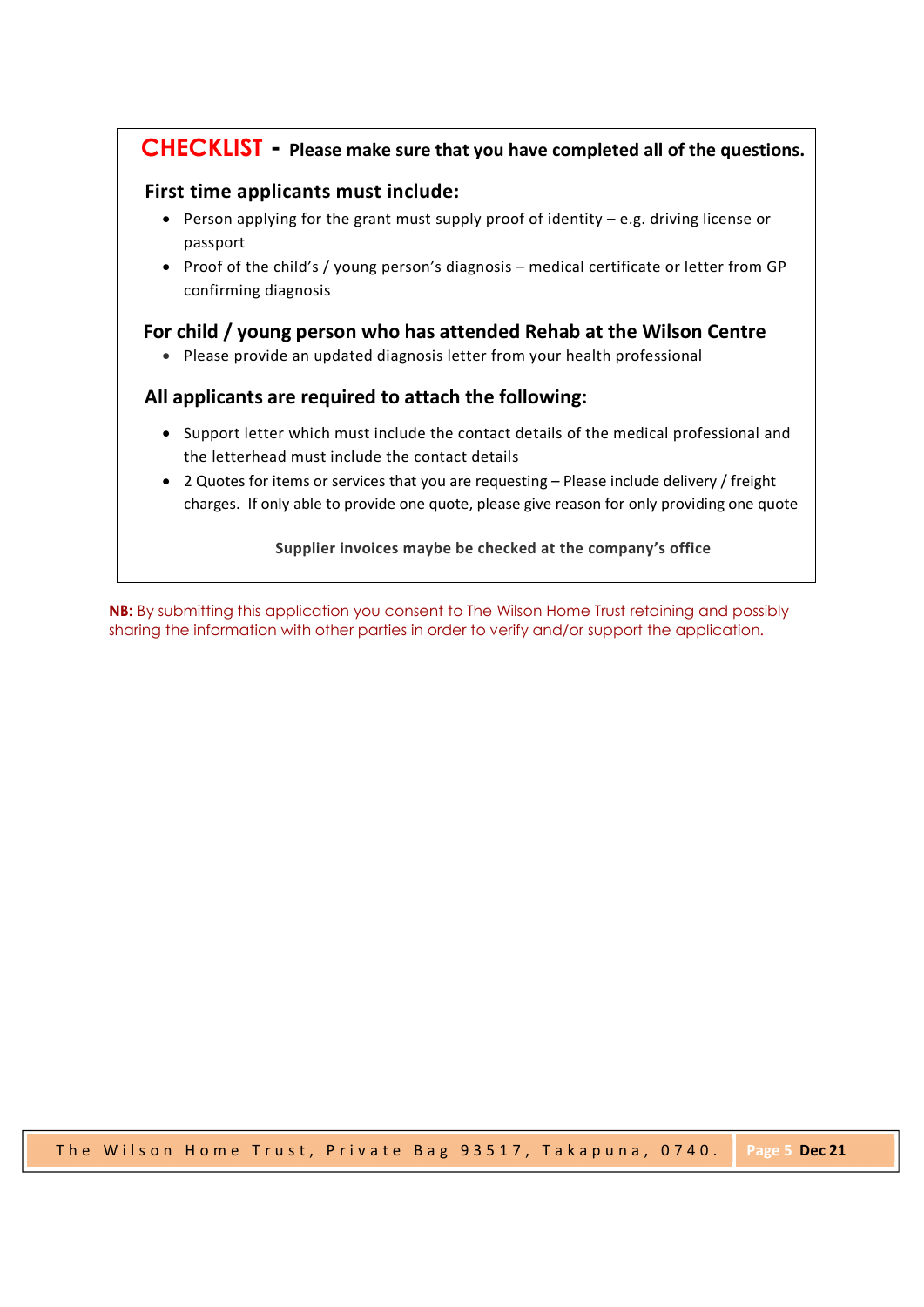## CHECKLIST - Please make sure that you have completed all of the questions.

### First time applicants must include:

- Person applying for the grant must supply proof of identity – e.g. driving license or passport
- Proof of the child's / young person's diagnosis – medical certificate or letter from GP confirming diagnosis

### For child / young person who has attended Rehab at the Wilson Centre

- Please provide an updated diagnosis letter from your health professional

### All applicants are required to attach the following:

- Support letter which must include the contact details of the medical professional and the letterhead must include the contact details
- 2 Quotes for items or services that you are requesting – Please include delivery / freight charges. If only able to provide one quote, please give reason for only providing one quote

**Supplier invoices maybe be checked at the company's office**

**NB:** By submitting this application you consent to The Wilson Home Trust retaining and possibly sharing the information with other parties in order to verify and/or support the application.